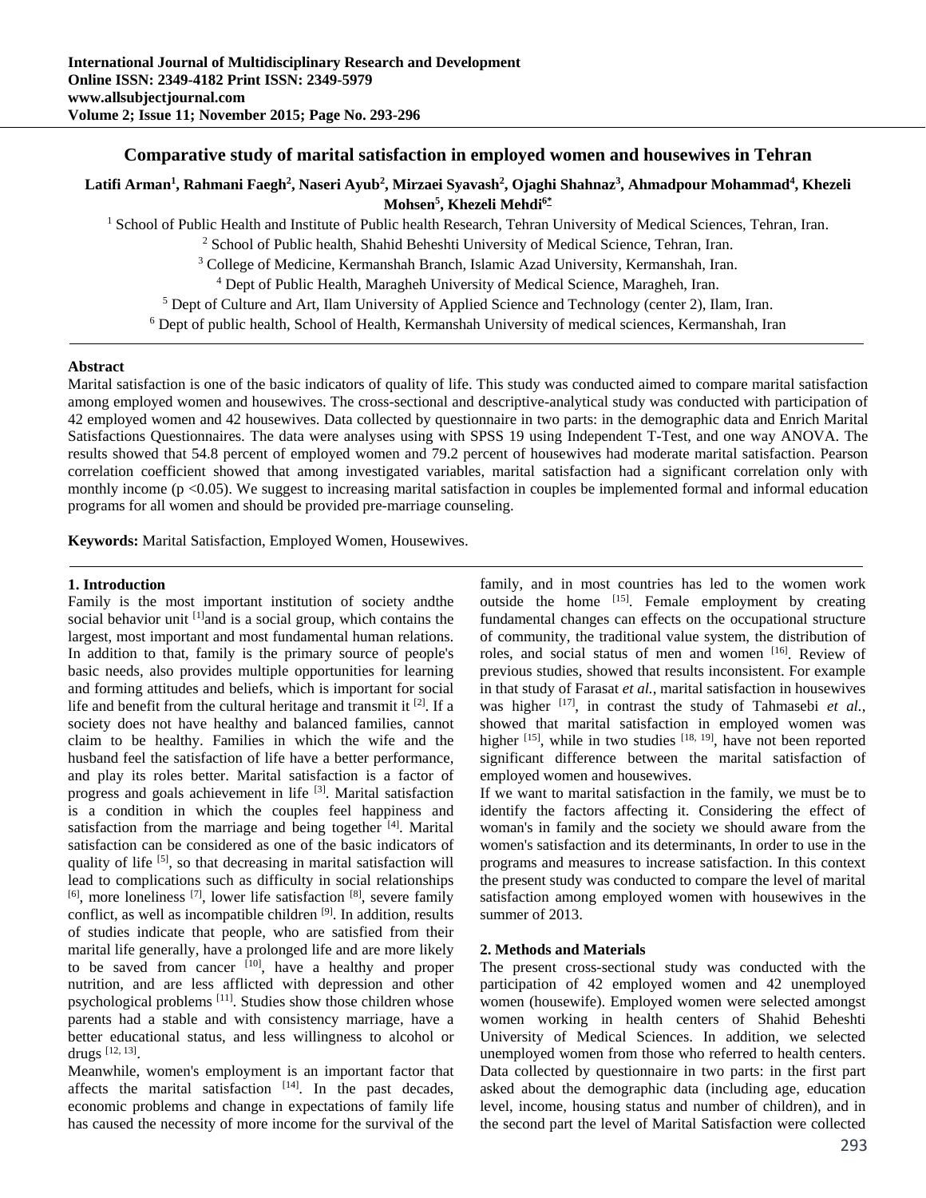# Comparative study of marital satisfaction in employed women and housewives in Tehran

**Latifi Arman[1], Rahmani Faegh[2], Naseri Ayub[2], Mirzaei Syavash[2], Ojaghi Shahnaz[3], Ahmadpour Mohammad[4], Khezeli Mohsen[5], Khezeli Mehdi[6*]**

[1] School of Public Health and Institute of Public health Research, Tehran University of Medical Sciences, Tehran, Iran.
[2] School of Public health, Shahid Beheshti University of Medical Science, Tehran, Iran.
[3] College of Medicine, Kermanshah Branch, Islamic Azad University, Kermanshah, Iran.
[4] Dept of Public Health, Maragheh University of Medical Science, Maragheh, Iran.
[5] Dept of Culture and Art, Ilam University of Applied Science and Technology (center 2), Ilam, Iran.
[6] Dept of public health, School of Health, Kermanshah University of medical sciences, Kermanshah, Iran

## Abstract

Marital satisfaction is one of the basic indicators of quality of life. This study was conducted aimed to compare marital satisfaction among employed women and housewives. The cross-sectional and descriptive-analytical study was conducted with participation of 42 employed women and 42 housewives. Data collected by questionnaire in two parts: in the demographic data and Enrich Marital Satisfactions Questionnaires. The data were analyses using with SPSS 19 using Independent T-Test, and one way ANOVA. The results showed that 54.8 percent of employed women and 79.2 percent of housewives had moderate marital satisfaction. Pearson correlation coefficient showed that among investigated variables, marital satisfaction had a significant correlation only with monthly income ($p < 0.05$). We suggest to increasing marital satisfaction in couples be implemented formal and informal education programs for all women and should be provided pre-marriage counseling.

**Keywords:** Marital Satisfaction, Employed Women, Housewives.

## 1. Introduction

Family is the most important institution of society andthe social behavior unit [1]and is a social group, which contains the largest, most important and most fundamental human relations. In addition to that, family is the primary source of people's basic needs, also provides multiple opportunities for learning and forming attitudes and beliefs, which is important for social life and benefit from the cultural heritage and transmit it [2]. If a society does not have healthy and balanced families, cannot claim to be healthy. Families in which the wife and the husband feel the satisfaction of life have a better performance, and play its roles better. Marital satisfaction is a factor of progress and goals achievement in life [3]. Marital satisfaction is a condition in which the couples feel happiness and satisfaction from the marriage and being together [4]. Marital satisfaction can be considered as one of the basic indicators of quality of life [5], so that decreasing in marital satisfaction will lead to complications such as difficulty in social relationships [6], more loneliness [7], lower life satisfaction [8], severe family conflict, as well as incompatible children [9]. In addition, results of studies indicate that people, who are satisfied from their marital life generally, have a prolonged life and are more likely to be saved from cancer [10], have a healthy and proper nutrition, and are less afflicted with depression and other psychological problems [11]. Studies show those children whose parents had a stable and with consistency marriage, have a better educational status, and less willingness to alcohol or drugs [12, 13].

Meanwhile, women's employment is an important factor that affects the marital satisfaction [14]. In the past decades, economic problems and change in expectations of family life has caused the necessity of more income for the survival of the family, and in most countries has led to the women work outside the home [15]. Female employment by creating fundamental changes can effects on the occupational structure of community, the traditional value system, the distribution of roles, and social status of men and women [16]. Review of previous studies, showed that results inconsistent. For example in that study of Farasat *et al.*, marital satisfaction in housewives was higher [17], in contrast the study of Tahmasebi *et al.*, showed that marital satisfaction in employed women was higher [15], while in two studies [18, 19], have not been reported significant difference between the marital satisfaction of employed women and housewives.

If we want to marital satisfaction in the family, we must be to identify the factors affecting it. Considering the effect of woman's in family and the society we should aware from the women's satisfaction and its determinants, In order to use in the programs and measures to increase satisfaction. In this context the present study was conducted to compare the level of marital satisfaction among employed women with housewives in the summer of 2013.

## 2. Methods and Materials

The present cross-sectional study was conducted with the participation of 42 employed women and 42 unemployed women (housewife). Employed women were selected amongst women working in health centers of Shahid Beheshti University of Medical Sciences. In addition, we selected unemployed women from those who referred to health centers. Data collected by questionnaire in two parts: in the first part asked about the demographic data (including age, education level, income, housing status and number of children), and in the second part the level of Marital Satisfaction were collected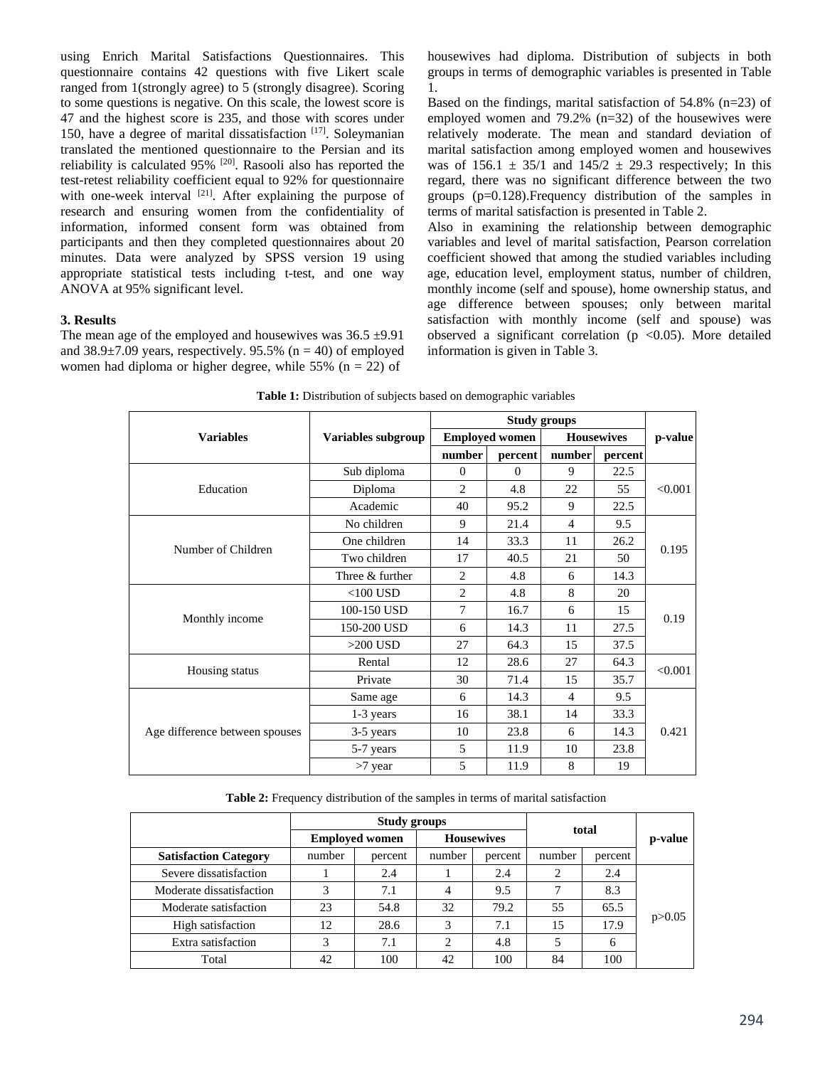using Enrich Marital Satisfactions Questionnaires. This questionnaire contains 42 questions with five Likert scale ranged from 1(strongly agree) to 5 (strongly disagree). Scoring to some questions is negative. On this scale, the lowest score is 47 and the highest score is 235, and those with scores under 150, have a degree of marital dissatisfaction [17]. Soleymanian translated the mentioned questionnaire to the Persian and its reliability is calculated 95% [20]. Rasooli also has reported the test-retest reliability coefficient equal to 92% for questionnaire with one-week interval [21]. After explaining the purpose of research and ensuring women from the confidentiality of information, informed consent form was obtained from participants and then they completed questionnaires about 20 minutes. Data were analyzed by SPSS version 19 using appropriate statistical tests including t-test, and one way ANOVA at 95% significant level.

## 3. Results

The mean age of the employed and housewives was 36.5 ±9.91 and 38.9±7.09 years, respectively. 95.5% (n = 40) of employed women had diploma or higher degree, while 55% (n = 22) of housewives had diploma. Distribution of subjects in both groups in terms of demographic variables is presented in Table 1.

Based on the findings, marital satisfaction of 54.8% (n=23) of employed women and 79.2% (n=32) of the housewives were relatively moderate. The mean and standard deviation of marital satisfaction among employed women and housewives was of 156.1 ± 35/1 and 145/2 ± 29.3 respectively; In this regard, there was no significant difference between the two groups (p=0.128).Frequency distribution of the samples in terms of marital satisfaction is presented in Table 2.

Also in examining the relationship between demographic variables and level of marital satisfaction, Pearson correlation coefficient showed that among the studied variables including age, education level, employment status, number of children, monthly income (self and spouse), home ownership status, and age difference between spouses; only between marital satisfaction with monthly income (self and spouse) was observed a significant correlation (p <0.05). More detailed information is given in Table 3.

**Table 1:** Distribution of subjects based on demographic variables

| Variables | Variables subgroup | Study groups | | | | p-value |
|---|---|---|---|---|---|---|
| | | Employed women | | Housewives | | |
| | | number | percent | number | percent | |
| Education | Sub diploma | 0 | 0 | 9 | 22.5 | <0.001 |
| | Diploma | 2 | 4.8 | 22 | 55 | |
| | Academic | 40 | 95.2 | 9 | 22.5 | |
| Number of Children | No children | 9 | 21.4 | 4 | 9.5 | 0.195 |
| | One children | 14 | 33.3 | 11 | 26.2 | |
| | Two children | 17 | 40.5 | 21 | 50 | |
| | Three & further | 2 | 4.8 | 6 | 14.3 | |
| Monthly income | <100 USD | 2 | 4.8 | 8 | 20 | 0.19 |
| | 100-150 USD | 7 | 16.7 | 6 | 15 | |
| | 150-200 USD | 6 | 14.3 | 11 | 27.5 | |
| | >200 USD | 27 | 64.3 | 15 | 37.5 | |
| Housing status | Rental | 12 | 28.6 | 27 | 64.3 | <0.001 |
| | Private | 30 | 71.4 | 15 | 35.7 | |
| Age difference between spouses | Same age | 6 | 14.3 | 4 | 9.5 | 0.421 |
| | 1-3 years | 16 | 38.1 | 14 | 33.3 | |
| | 3-5 years | 10 | 23.8 | 6 | 14.3 | |
| | 5-7 years | 5 | 11.9 | 10 | 23.8 | |
| | >7 year | 5 | 11.9 | 8 | 19 | |

**Table 2:** Frequency distribution of the samples in terms of marital satisfaction

| | Study groups | | | | total | | p-value |
|---|---|---|---|---|---|---|---|
| | Employed women | | Housewives | | | | |
| **Satisfaction Category** | number | percent | number | percent | number | percent | |
| Severe dissatisfaction | 1 | 2.4 | 1 | 2.4 | 2 | 2.4 | p>0.05 |
| Moderate dissatisfaction | 3 | 7.1 | 4 | 9.5 | 7 | 8.3 | |
| Moderate satisfaction | 23 | 54.8 | 32 | 79.2 | 55 | 65.5 | |
| High satisfaction | 12 | 28.6 | 3 | 7.1 | 15 | 17.9 | |
| Extra satisfaction | 3 | 7.1 | 2 | 4.8 | 5 | 6 | |
| Total | 42 | 100 | 42 | 100 | 84 | 100 | |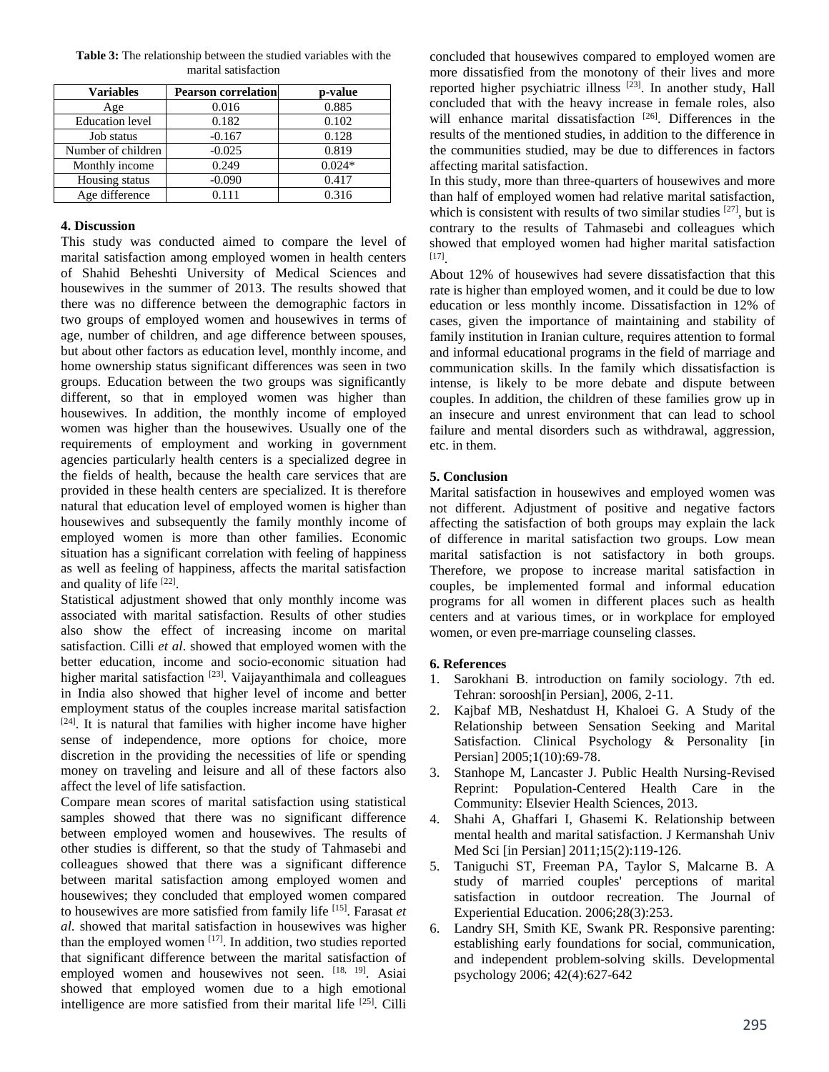**Table 3:** The relationship between the studied variables with the marital satisfaction

| Variables | Pearson correlation | p-value |
|---|---|---|
| Age | 0.016 | 0.885 |
| Education level | 0.182 | 0.102 |
| Job status | -0.167 | 0.128 |
| Number of children | -0.025 | 0.819 |
| Monthly income | 0.249 | 0.024* |
| Housing status | -0.090 | 0.417 |
| Age difference | 0.111 | 0.316 |

## 4. Discussion

This study was conducted aimed to compare the level of marital satisfaction among employed women in health centers of Shahid Beheshti University of Medical Sciences and housewives in the summer of 2013. The results showed that there was no difference between the demographic factors in two groups of employed women and housewives in terms of age, number of children, and age difference between spouses, but about other factors as education level, monthly income, and home ownership status significant differences was seen in two groups. Education between the two groups was significantly different, so that in employed women was higher than housewives. In addition, the monthly income of employed women was higher than the housewives. Usually one of the requirements of employment and working in government agencies particularly health centers is a specialized degree in the fields of health, because the health care services that are provided in these health centers are specialized. It is therefore natural that education level of employed women is higher than housewives and subsequently the family monthly income of employed women is more than other families. Economic situation has a significant correlation with feeling of happiness as well as feeling of happiness, affects the marital satisfaction and quality of life [22].

Statistical adjustment showed that only monthly income was associated with marital satisfaction. Results of other studies also show the effect of increasing income on marital satisfaction. Cilli *et al*. showed that employed women with the better education, income and socio-economic situation had higher marital satisfaction [23]. Vaijayanthimala and colleagues in India also showed that higher level of income and better employment status of the couples increase marital satisfaction [24]. It is natural that families with higher income have higher sense of independence, more options for choice, more discretion in the providing the necessities of life or spending money on traveling and leisure and all of these factors also affect the level of life satisfaction.

Compare mean scores of marital satisfaction using statistical samples showed that there was no significant difference between employed women and housewives. The results of other studies is different, so that the study of Tahmasebi and colleagues showed that there was a significant difference between marital satisfaction among employed women and housewives; they concluded that employed women compared to housewives are more satisfied from family life [15]. Farasat *et al*. showed that marital satisfaction in housewives was higher than the employed women [17]. In addition, two studies reported that significant difference between the marital satisfaction of employed women and housewives not seen. [18, 19]. Asiai showed that employed women due to a high emotional intelligence are more satisfied from their marital life [25]. Cilli concluded that housewives compared to employed women are more dissatisfied from the monotony of their lives and more reported higher psychiatric illness [23]. In another study, Hall concluded that with the heavy increase in female roles, also will enhance marital dissatisfaction [26]. Differences in the results of the mentioned studies, in addition to the difference in the communities studied, may be due to differences in factors affecting marital satisfaction.

In this study, more than three-quarters of housewives and more than half of employed women had relative marital satisfaction, which is consistent with results of two similar studies [27], but is contrary to the results of Tahmasebi and colleagues which showed that employed women had higher marital satisfaction [17].

About 12% of housewives had severe dissatisfaction that this rate is higher than employed women, and it could be due to low education or less monthly income. Dissatisfaction in 12% of cases, given the importance of maintaining and stability of family institution in Iranian culture, requires attention to formal and informal educational programs in the field of marriage and communication skills. In the family which dissatisfaction is intense, is likely to be more debate and dispute between couples. In addition, the children of these families grow up in an insecure and unrest environment that can lead to school failure and mental disorders such as withdrawal, aggression, etc. in them.

## 5. Conclusion

Marital satisfaction in housewives and employed women was not different. Adjustment of positive and negative factors affecting the satisfaction of both groups may explain the lack of difference in marital satisfaction two groups. Low mean marital satisfaction is not satisfactory in both groups. Therefore, we propose to increase marital satisfaction in couples, be implemented formal and informal education programs for all women in different places such as health centers and at various times, or in workplace for employed women, or even pre-marriage counseling classes.

## 6. References

1. Sarokhani B. introduction on family sociology. 7th ed. Tehran: soroosh[in Persian], 2006, 2-11.
2. Kajbaf MB, Neshatdust H, Khaloei G. A Study of the Relationship between Sensation Seeking and Marital Satisfaction. Clinical Psychology & Personality [in Persian] 2005;1(10):69-78.
3. Stanhope M, Lancaster J. Public Health Nursing-Revised Reprint: Population-Centered Health Care in the Community: Elsevier Health Sciences, 2013.
4. Shahi A, Ghaffari I, Ghasemi K. Relationship between mental health and marital satisfaction. J Kermanshah Univ Med Sci [in Persian] 2011;15(2):119-126.
5. Taniguchi ST, Freeman PA, Taylor S, Malcarne B. A study of married couples' perceptions of marital satisfaction in outdoor recreation. The Journal of Experiential Education. 2006;28(3):253.
6. Landry SH, Smith KE, Swank PR. Responsive parenting: establishing early foundations for social, communication, and independent problem-solving skills. Developmental psychology 2006; 42(4):627-642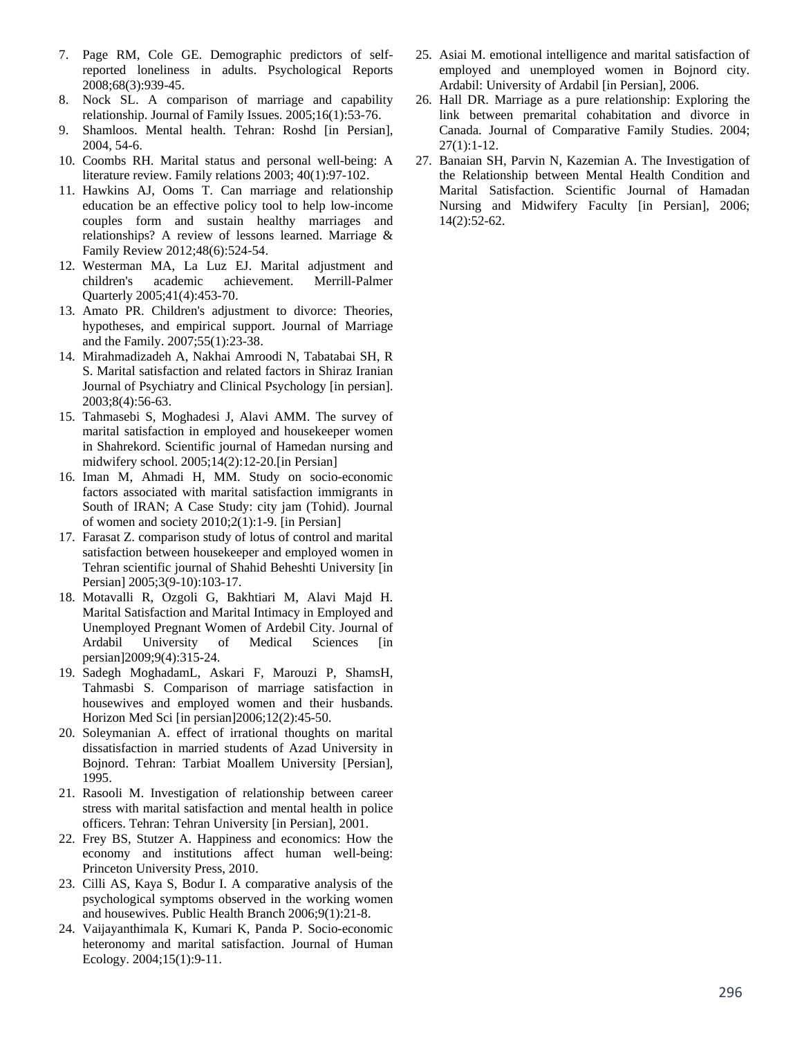7. Page RM, Cole GE. Demographic predictors of self-reported loneliness in adults. Psychological Reports 2008;68(3):939-45.
8. Nock SL. A comparison of marriage and capability relationship. Journal of Family Issues. 2005;16(1):53-76.
9. Shamloos. Mental health. Tehran: Roshd [in Persian], 2004, 54-6.
10. Coombs RH. Marital status and personal well-being: A literature review. Family relations 2003; 40(1):97-102.
11. Hawkins AJ, Ooms T. Can marriage and relationship education be an effective policy tool to help low-income couples form and sustain healthy marriages and relationships? A review of lessons learned. Marriage & Family Review 2012;48(6):524-54.
12. Westerman MA, La Luz EJ. Marital adjustment and children's academic achievement. Merrill-Palmer Quarterly 2005;41(4):453-70.
13. Amato PR. Children's adjustment to divorce: Theories, hypotheses, and empirical support. Journal of Marriage and the Family. 2007;55(1):23-38.
14. Mirahmadizadeh A, Nakhai Amroodi N, Tabatabai SH, R S. Marital satisfaction and related factors in Shiraz Iranian Journal of Psychiatry and Clinical Psychology [in persian]. 2003;8(4):56-63.
15. Tahmasebi S, Moghadesi J, Alavi AMM. The survey of marital satisfaction in employed and housekeeper women in Shahrekord. Scientific journal of Hamedan nursing and midwifery school. 2005;14(2):12-20.[in Persian]
16. Iman M, Ahmadi H, MM. Study on socio-economic factors associated with marital satisfaction immigrants in South of IRAN; A Case Study: city jam (Tohid). Journal of women and society 2010;2(1):1-9. [in Persian]
17. Farasat Z. comparison study of lotus of control and marital satisfaction between housekeeper and employed women in Tehran scientific journal of Shahid Beheshti University [in Persian] 2005;3(9-10):103-17.
18. Motavalli R, Ozgoli G, Bakhtiari M, Alavi Majd H. Marital Satisfaction and Marital Intimacy in Employed and Unemployed Pregnant Women of Ardebil City. Journal of Ardabil University of Medical Sciences [in persian]2009;9(4):315-24.
19. Sadegh MoghadamL, Askari F, Marouzi P, ShamsH, Tahmasbi S. Comparison of marriage satisfaction in housewives and employed women and their husbands. Horizon Med Sci [in persian]2006;12(2):45-50.
20. Soleymanian A. effect of irrational thoughts on marital dissatisfaction in married students of Azad University in Bojnord. Tehran: Tarbiat Moallem University [Persian], 1995.
21. Rasooli M. Investigation of relationship between career stress with marital satisfaction and mental health in police officers. Tehran: Tehran University [in Persian], 2001.
22. Frey BS, Stutzer A. Happiness and economics: How the economy and institutions affect human well-being: Princeton University Press, 2010.
23. Cilli AS, Kaya S, Bodur I. A comparative analysis of the psychological symptoms observed in the working women and housewives. Public Health Branch 2006;9(1):21-8.
24. Vaijayanthimala K, Kumari K, Panda P. Socio-economic heteronomy and marital satisfaction. Journal of Human Ecology. 2004;15(1):9-11.
25. Asiai M. emotional intelligence and marital satisfaction of employed and unemployed women in Bojnord city. Ardabil: University of Ardabil [in Persian], 2006.
26. Hall DR. Marriage as a pure relationship: Exploring the link between premarital cohabitation and divorce in Canada. Journal of Comparative Family Studies. 2004; 27(1):1-12.
27. Banaian SH, Parvin N, Kazemian A. The Investigation of the Relationship between Mental Health Condition and Marital Satisfaction. Scientific Journal of Hamadan Nursing and Midwifery Faculty [in Persian], 2006; 14(2):52-62.